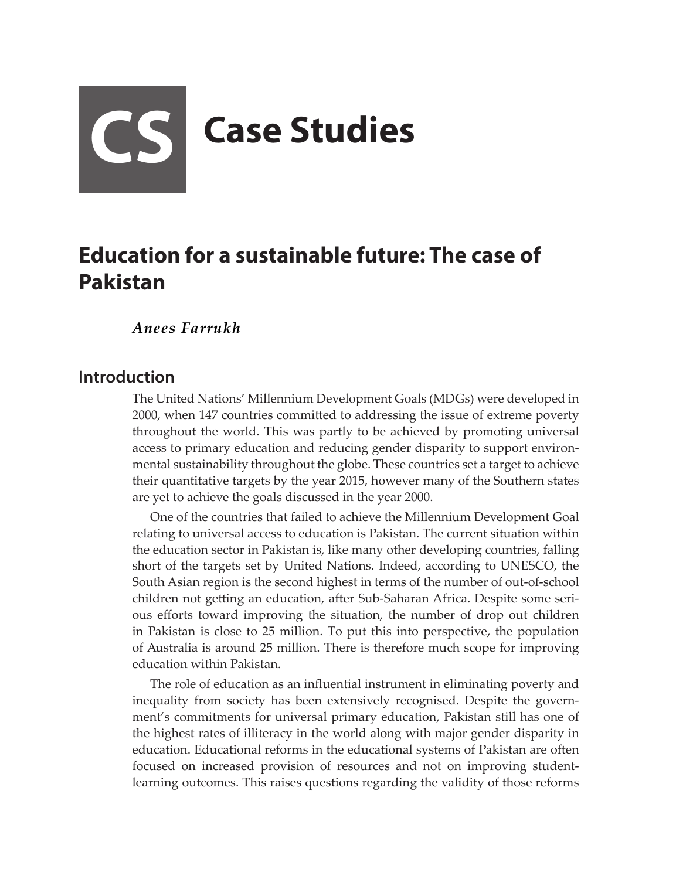# CS Case Studies

## Education for a sustainable future: The case of Pakistan

*Anees Farrukh*

### Introduction

The United Nations' Millennium Development Goals (MDGs) were developed in 2000, when 147 countries committed to addressing the issue of extreme poverty throughout the world. This was partly to be achieved by promoting universal access to primary education and reducing gender disparity to support environmental sustainability throughout the globe. These countries set a target to achieve their quantitative targets by the year 2015, however many of the Southern states are yet to achieve the goals discussed in the year 2000.

One of the countries that failed to achieve the Millennium Development Goal relating to universal access to education is Pakistan. The current situation within the education sector in Pakistan is, like many other developing countries, falling short of the targets set by United Nations. Indeed, according to UNESCO, the South Asian region is the second highest in terms of the number of out-of-school children not getting an education, after Sub-Saharan Africa. Despite some serious efforts toward improving the situation, the number of drop out children in Pakistan is close to 25 million. To put this into perspective, the population of Australia is around 25 million. There is therefore much scope for improving education within Pakistan.

The role of education as an influential instrument in eliminating poverty and inequality from society has been extensively recognised. Despite the government's commitments for universal primary education, Pakistan still has one of the highest rates of illiteracy in the world along with major gender disparity in education. Educational reforms in the educational systems of Pakistan are often focused on increased provision of resources and not on improving student-learning outcomes. This raises questions regarding the validity of those reforms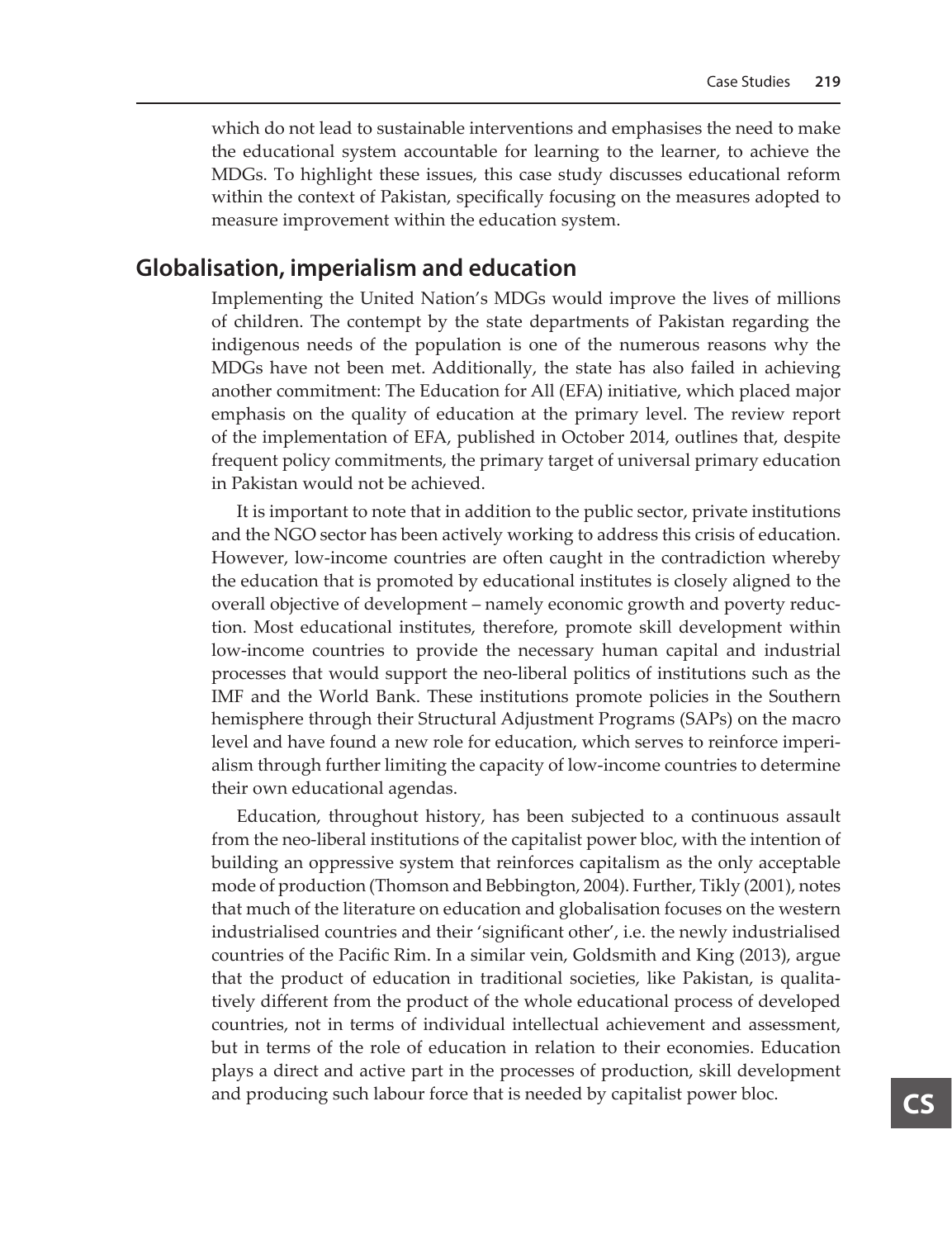which do not lead to sustainable interventions and emphasises the need to make the educational system accountable for learning to the learner, to achieve the MDGs. To highlight these issues, this case study discusses educational reform within the context of Pakistan, specifically focusing on the measures adopted to measure improvement within the education system.

## Globalisation, imperialism and education

Implementing the United Nation's MDGs would improve the lives of millions of children. The contempt by the state departments of Pakistan regarding the indigenous needs of the population is one of the numerous reasons why the MDGs have not been met. Additionally, the state has also failed in achieving another commitment: The Education for All (EFA) initiative, which placed major emphasis on the quality of education at the primary level. The review report of the implementation of EFA, published in October 2014, outlines that, despite frequent policy commitments, the primary target of universal primary education in Pakistan would not be achieved.

It is important to note that in addition to the public sector, private institutions and the NGO sector has been actively working to address this crisis of education. However, low-income countries are often caught in the contradiction whereby the education that is promoted by educational institutes is closely aligned to the overall objective of development – namely economic growth and poverty reduction. Most educational institutes, therefore, promote skill development within low-income countries to provide the necessary human capital and industrial processes that would support the neo-liberal politics of institutions such as the IMF and the World Bank. These institutions promote policies in the Southern hemisphere through their Structural Adjustment Programs (SAPs) on the macro level and have found a new role for education, which serves to reinforce imperialism through further limiting the capacity of low-income countries to determine their own educational agendas.

Education, throughout history, has been subjected to a continuous assault from the neo-liberal institutions of the capitalist power bloc, with the intention of building an oppressive system that reinforces capitalism as the only acceptable mode of production (Thomson and Bebbington, 2004). Further, Tikly (2001), notes that much of the literature on education and globalisation focuses on the western industrialised countries and their 'significant other', i.e. the newly industrialised countries of the Pacific Rim. In a similar vein, Goldsmith and King (2013), argue that the product of education in traditional societies, like Pakistan, is qualitatively different from the product of the whole educational process of developed countries, not in terms of individual intellectual achievement and assessment, but in terms of the role of education in relation to their economies. Education plays a direct and active part in the processes of production, skill development and producing such labour force that is needed by capitalist power bloc.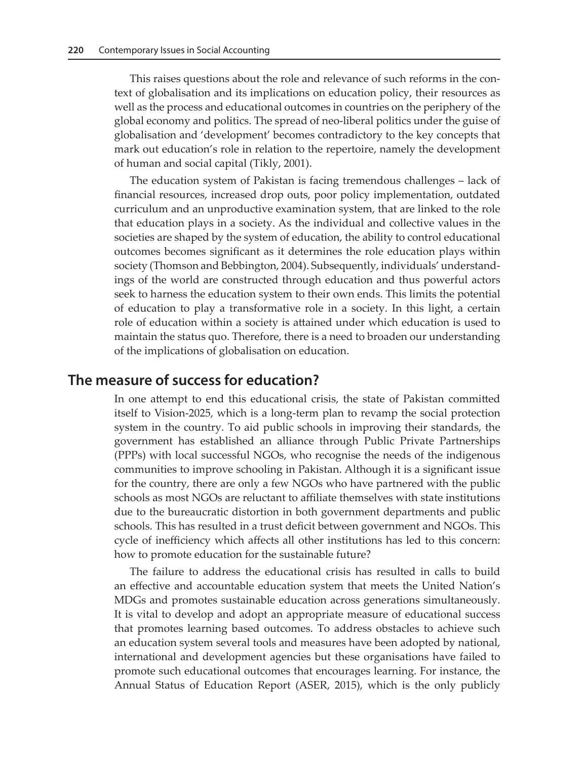This raises questions about the role and relevance of such reforms in the context of globalisation and its implications on education policy, their resources as well as the process and educational outcomes in countries on the periphery of the global economy and politics. The spread of neo-liberal politics under the guise of globalisation and 'development' becomes contradictory to the key concepts that mark out education's role in relation to the repertoire, namely the development of human and social capital (Tikly, 2001).

The education system of Pakistan is facing tremendous challenges – lack of financial resources, increased drop outs, poor policy implementation, outdated curriculum and an unproductive examination system, that are linked to the role that education plays in a society. As the individual and collective values in the societies are shaped by the system of education, the ability to control educational outcomes becomes significant as it determines the role education plays within society (Thomson and Bebbington, 2004). Subsequently, individuals' understandings of the world are constructed through education and thus powerful actors seek to harness the education system to their own ends. This limits the potential of education to play a transformative role in a society. In this light, a certain role of education within a society is attained under which education is used to maintain the status quo. Therefore, there is a need to broaden our understanding of the implications of globalisation on education.

## The measure of success for education?

In one attempt to end this educational crisis, the state of Pakistan committed itself to Vision-2025, which is a long-term plan to revamp the social protection system in the country. To aid public schools in improving their standards, the government has established an alliance through Public Private Partnerships (PPPs) with local successful NGOs, who recognise the needs of the indigenous communities to improve schooling in Pakistan. Although it is a significant issue for the country, there are only a few NGOs who have partnered with the public schools as most NGOs are reluctant to affiliate themselves with state institutions due to the bureaucratic distortion in both government departments and public schools. This has resulted in a trust deficit between government and NGOs. This cycle of inefficiency which affects all other institutions has led to this concern: how to promote education for the sustainable future?

The failure to address the educational crisis has resulted in calls to build an effective and accountable education system that meets the United Nation's MDGs and promotes sustainable education across generations simultaneously. It is vital to develop and adopt an appropriate measure of educational success that promotes learning based outcomes. To address obstacles to achieve such an education system several tools and measures have been adopted by national, international and development agencies but these organisations have failed to promote such educational outcomes that encourages learning. For instance, the Annual Status of Education Report (ASER, 2015), which is the only publicly